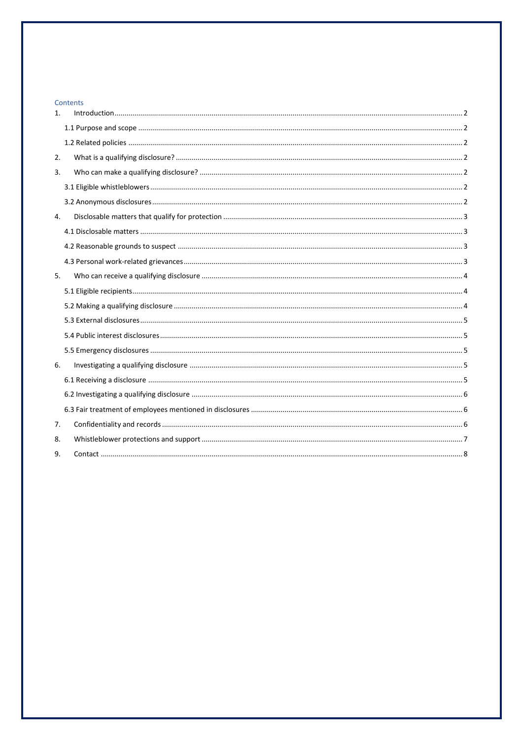Contents

1. Introduction .......... 2
    - 1.1 Purpose and scope .......... 2
    - 1.2 Related policies .......... 2
2. What is a qualifying disclosure? .......... 2
3. Who can make a qualifying disclosure? .......... 2
    - 3.1 Eligible whistleblowers .......... 2
    - 3.2 Anonymous disclosures .......... 2
4. Disclosable matters that qualify for protection .......... 3
    - 4.1 Disclosable matters .......... 3
    - 4.2 Reasonable grounds to suspect .......... 3
    - 4.3 Personal work-related grievances .......... 3
5. Who can receive a qualifying disclosure .......... 4
    - 5.1 Eligible recipients .......... 4
    - 5.2 Making a qualifying disclosure .......... 4
    - 5.3 External disclosures .......... 5
    - 5.4 Public interest disclosures .......... 5
    - 5.5 Emergency disclosures .......... 5
6. Investigating a qualifying disclosure .......... 5
    - 6.1 Receiving a disclosure .......... 5
    - 6.2 Investigating a qualifying disclosure .......... 6
    - 6.3 Fair treatment of employees mentioned in disclosures .......... 6
7. Confidentiality and records .......... 6
8. Whistleblower protections and support .......... 7
9. Contact .......... 8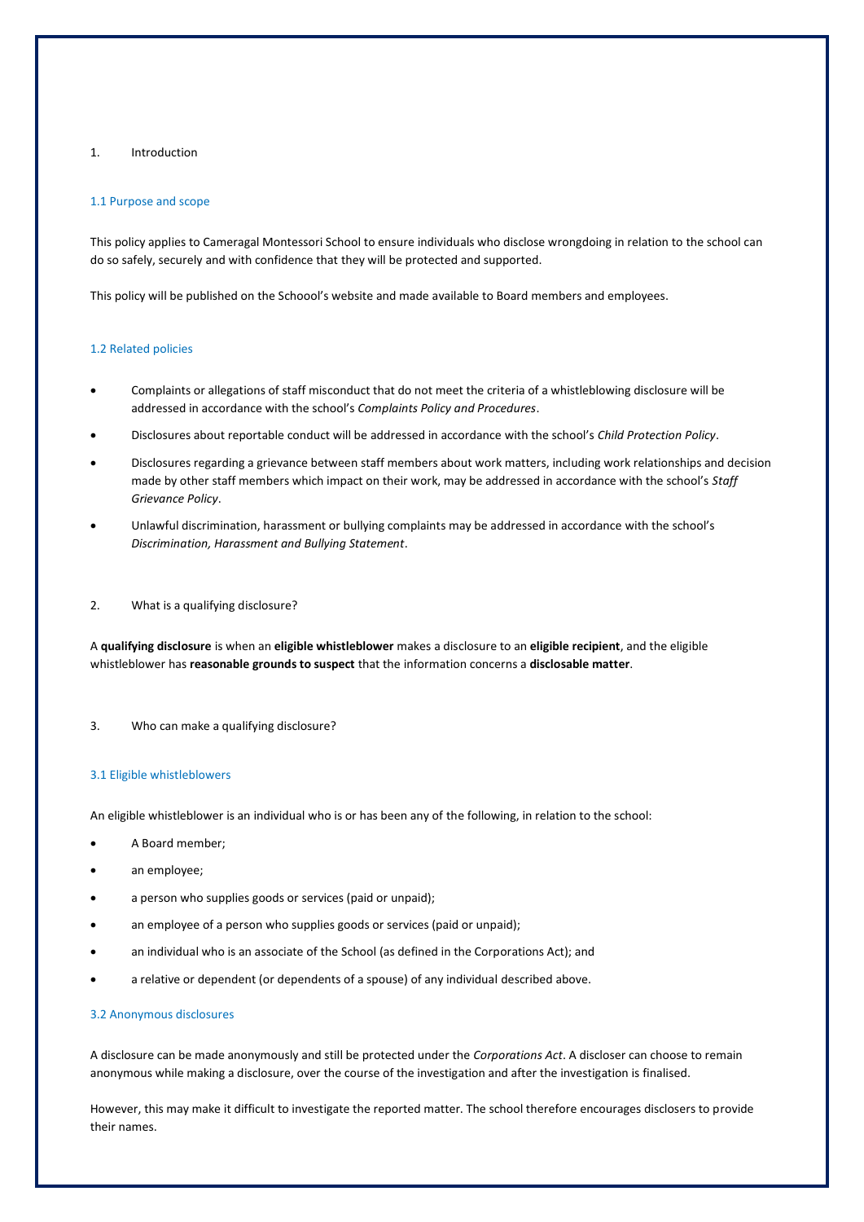# 1. Introduction

## 1.1 Purpose and scope

This policy applies to Cameragal Montessori School to ensure individuals who disclose wrongdoing in relation to the school can do so safely, securely and with confidence that they will be protected and supported.

This policy will be published on the Schoool's website and made available to Board members and employees.

## 1.2 Related policies

- Complaints or allegations of staff misconduct that do not meet the criteria of a whistleblowing disclosure will be addressed in accordance with the school's *Complaints Policy and Procedures*.
- Disclosures about reportable conduct will be addressed in accordance with the school's *Child Protection Policy*.
- Disclosures regarding a grievance between staff members about work matters, including work relationships and decision made by other staff members which impact on their work, may be addressed in accordance with the school's *Staff Grievance Policy*.
- Unlawful discrimination, harassment or bullying complaints may be addressed in accordance with the school's *Discrimination, Harassment and Bullying Statement*.

# 2. What is a qualifying disclosure?

A **qualifying disclosure** is when an **eligible whistleblower** makes a disclosure to an **eligible recipient**, and the eligible whistleblower has **reasonable grounds to suspect** that the information concerns a **disclosable matter**.

# 3. Who can make a qualifying disclosure?

## 3.1 Eligible whistleblowers

An eligible whistleblower is an individual who is or has been any of the following, in relation to the school:

- A Board member;
- an employee;
- a person who supplies goods or services (paid or unpaid);
- an employee of a person who supplies goods or services (paid or unpaid);
- an individual who is an associate of the School (as defined in the Corporations Act); and
- a relative or dependent (or dependents of a spouse) of any individual described above.

## 3.2 Anonymous disclosures

A disclosure can be made anonymously and still be protected under the *Corporations Act*. A discloser can choose to remain anonymous while making a disclosure, over the course of the investigation and after the investigation is finalised.

However, this may make it difficult to investigate the reported matter. The school therefore encourages disclosers to provide their names.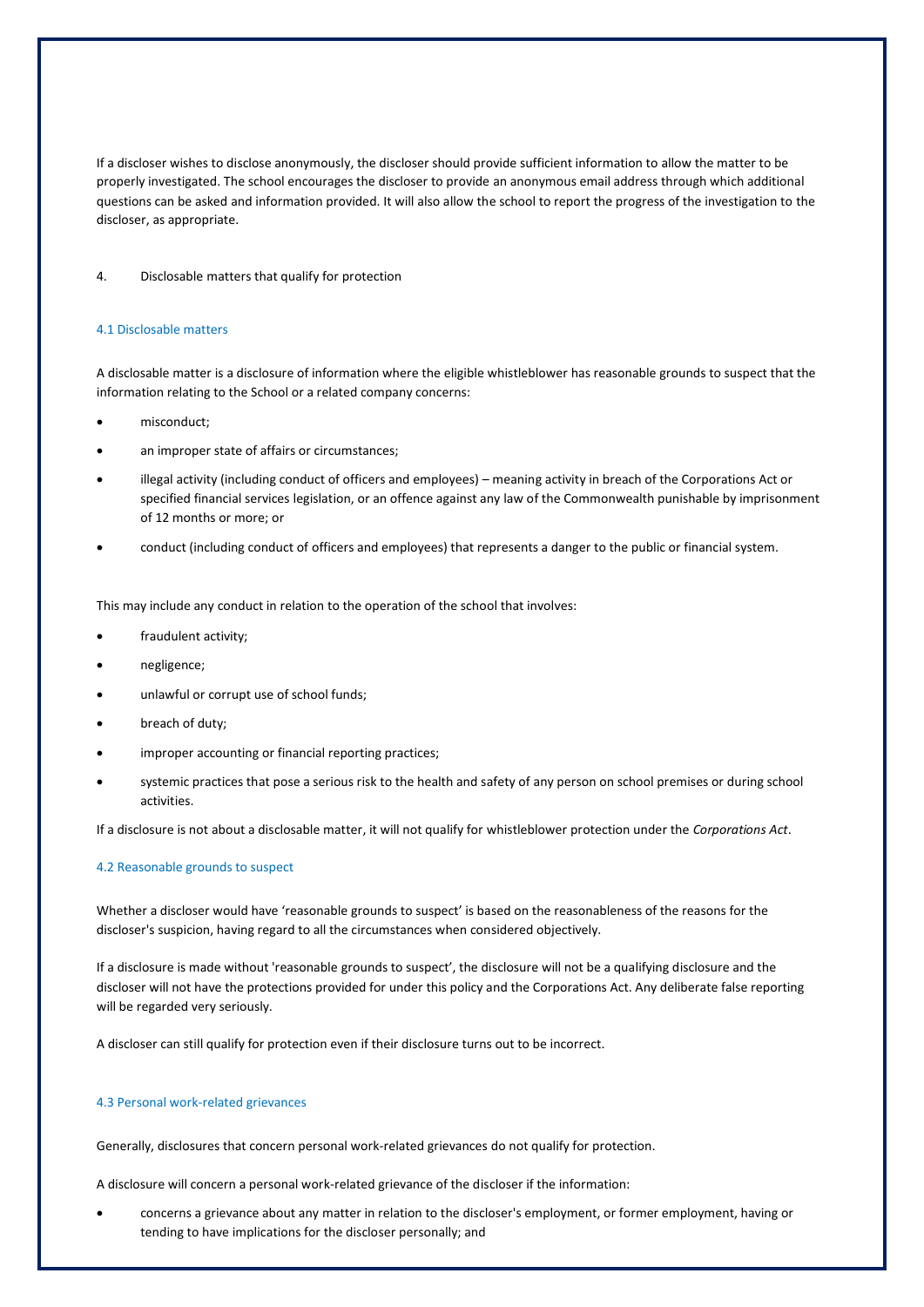If a discloser wishes to disclose anonymously, the discloser should provide sufficient information to allow the matter to be properly investigated. The school encourages the discloser to provide an anonymous email address through which additional questions can be asked and information provided. It will also allow the school to report the progress of the investigation to the discloser, as appropriate.

## 4. Disclosable matters that qualify for protection

### 4.1 Disclosable matters

A disclosable matter is a disclosure of information where the eligible whistleblower has reasonable grounds to suspect that the information relating to the School or a related company concerns:

- misconduct;
- an improper state of affairs or circumstances;
- illegal activity (including conduct of officers and employees) – meaning activity in breach of the Corporations Act or specified financial services legislation, or an offence against any law of the Commonwealth punishable by imprisonment of 12 months or more; or
- conduct (including conduct of officers and employees) that represents a danger to the public or financial system.

This may include any conduct in relation to the operation of the school that involves:

- fraudulent activity;
- negligence;
- unlawful or corrupt use of school funds;
- breach of duty;
- improper accounting or financial reporting practices;
- systemic practices that pose a serious risk to the health and safety of any person on school premises or during school activities.

If a disclosure is not about a disclosable matter, it will not qualify for whistleblower protection under the *Corporations Act*.

### 4.2 Reasonable grounds to suspect

Whether a discloser would have 'reasonable grounds to suspect' is based on the reasonableness of the reasons for the discloser's suspicion, having regard to all the circumstances when considered objectively.

If a disclosure is made without 'reasonable grounds to suspect', the disclosure will not be a qualifying disclosure and the discloser will not have the protections provided for under this policy and the Corporations Act. Any deliberate false reporting will be regarded very seriously.

A discloser can still qualify for protection even if their disclosure turns out to be incorrect.

### 4.3 Personal work-related grievances

Generally, disclosures that concern personal work-related grievances do not qualify for protection.

A disclosure will concern a personal work-related grievance of the discloser if the information:

- concerns a grievance about any matter in relation to the discloser's employment, or former employment, having or tending to have implications for the discloser personally; and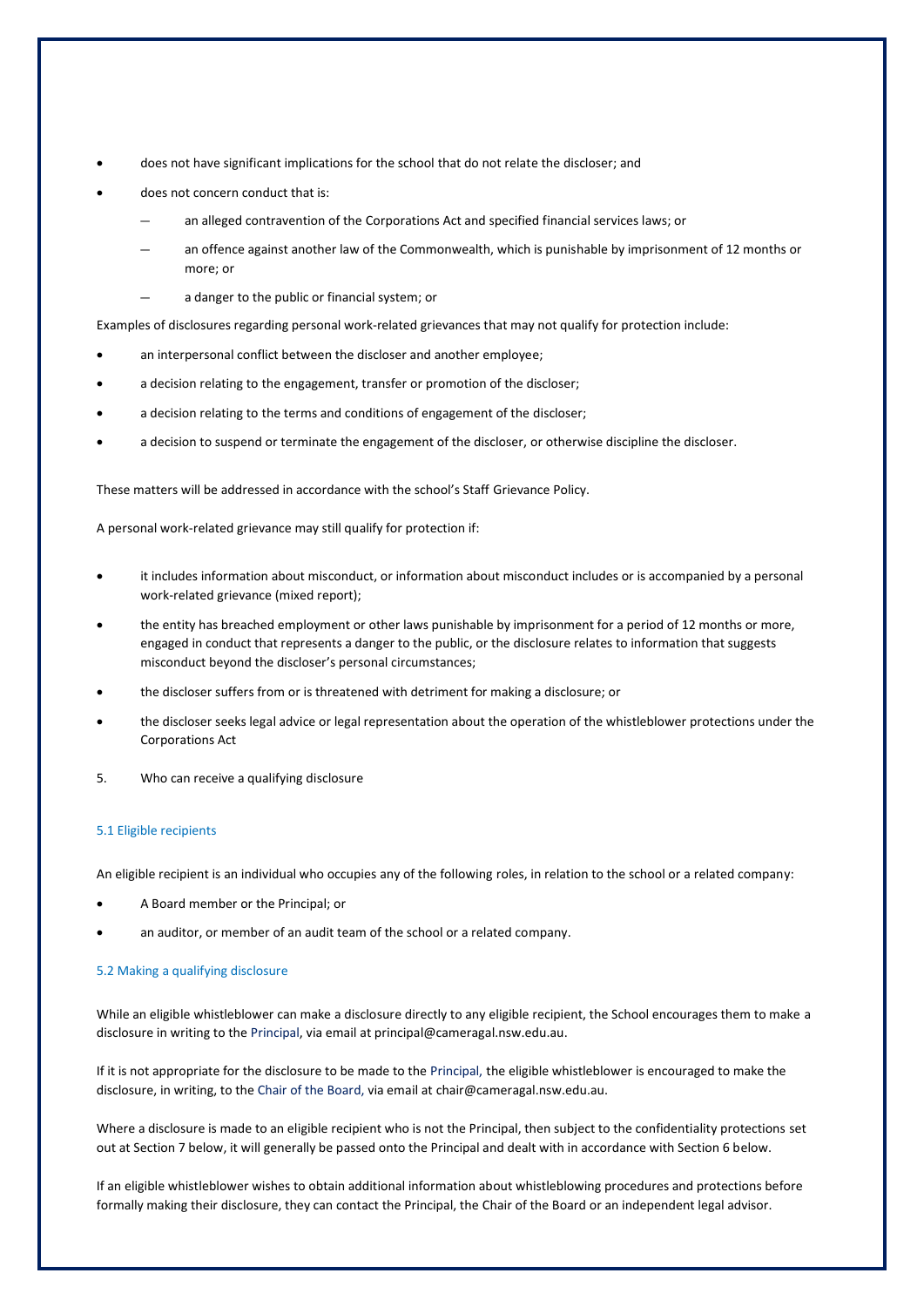- does not have significant implications for the school that do not relate the discloser; and
- does not concern conduct that is:
  - an alleged contravention of the Corporations Act and specified financial services laws; or
  - an offence against another law of the Commonwealth, which is punishable by imprisonment of 12 months or more; or
  - a danger to the public or financial system; or

Examples of disclosures regarding personal work-related grievances that may not qualify for protection include:

- an interpersonal conflict between the discloser and another employee;
- a decision relating to the engagement, transfer or promotion of the discloser;
- a decision relating to the terms and conditions of engagement of the discloser;
- a decision to suspend or terminate the engagement of the discloser, or otherwise discipline the discloser.

These matters will be addressed in accordance with the school's Staff Grievance Policy.

A personal work-related grievance may still qualify for protection if:

- it includes information about misconduct, or information about misconduct includes or is accompanied by a personal work-related grievance (mixed report);
- the entity has breached employment or other laws punishable by imprisonment for a period of 12 months or more, engaged in conduct that represents a danger to the public, or the disclosure relates to information that suggests misconduct beyond the discloser's personal circumstances;
- the discloser suffers from or is threatened with detriment for making a disclosure; or
- the discloser seeks legal advice or legal representation about the operation of the whistleblower protections under the Corporations Act

## 5. Who can receive a qualifying disclosure

### 5.1 Eligible recipients

An eligible recipient is an individual who occupies any of the following roles, in relation to the school or a related company:

- A Board member or the Principal; or
- an auditor, or member of an audit team of the school or a related company.

### 5.2 Making a qualifying disclosure

While an eligible whistleblower can make a disclosure directly to any eligible recipient, the School encourages them to make a disclosure in writing to the Principal, via email at principal@cameragal.nsw.edu.au.

If it is not appropriate for the disclosure to be made to the Principal, the eligible whistleblower is encouraged to make the disclosure, in writing, to the Chair of the Board, via email at chair@cameragal.nsw.edu.au.

Where a disclosure is made to an eligible recipient who is not the Principal, then subject to the confidentiality protections set out at Section 7 below, it will generally be passed onto the Principal and dealt with in accordance with Section 6 below.

If an eligible whistleblower wishes to obtain additional information about whistleblowing procedures and protections before formally making their disclosure, they can contact the Principal, the Chair of the Board or an independent legal advisor.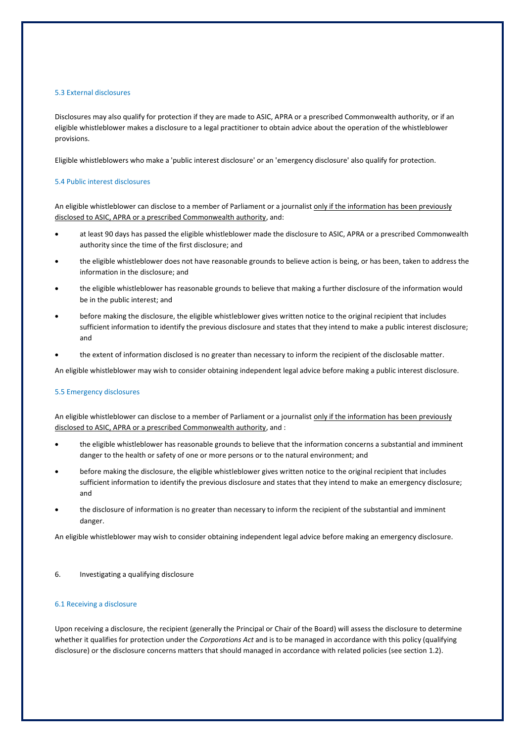### 5.3 External disclosures

Disclosures may also qualify for protection if they are made to ASIC, APRA or a prescribed Commonwealth authority, or if an eligible whistleblower makes a disclosure to a legal practitioner to obtain advice about the operation of the whistleblower provisions.

Eligible whistleblowers who make a 'public interest disclosure' or an 'emergency disclosure' also qualify for protection.

### 5.4 Public interest disclosures

An eligible whistleblower can disclose to a member of Parliament or a journalist <u>only if the information has been previously disclosed to ASIC, APRA or a prescribed Commonwealth authority</u>, and:

- at least 90 days has passed the eligible whistleblower made the disclosure to ASIC, APRA or a prescribed Commonwealth authority since the time of the first disclosure; and
- the eligible whistleblower does not have reasonable grounds to believe action is being, or has been, taken to address the information in the disclosure; and
- the eligible whistleblower has reasonable grounds to believe that making a further disclosure of the information would be in the public interest; and
- before making the disclosure, the eligible whistleblower gives written notice to the original recipient that includes sufficient information to identify the previous disclosure and states that they intend to make a public interest disclosure; and
- the extent of information disclosed is no greater than necessary to inform the recipient of the disclosable matter.

An eligible whistleblower may wish to consider obtaining independent legal advice before making a public interest disclosure.

### 5.5 Emergency disclosures

An eligible whistleblower can disclose to a member of Parliament or a journalist <u>only if the information has been previously disclosed to ASIC, APRA or a prescribed Commonwealth authority</u>, and :

- the eligible whistleblower has reasonable grounds to believe that the information concerns a substantial and imminent danger to the health or safety of one or more persons or to the natural environment; and
- before making the disclosure, the eligible whistleblower gives written notice to the original recipient that includes sufficient information to identify the previous disclosure and states that they intend to make an emergency disclosure; and
- the disclosure of information is no greater than necessary to inform the recipient of the substantial and imminent danger.

An eligible whistleblower may wish to consider obtaining independent legal advice before making an emergency disclosure.

## 6. Investigating a qualifying disclosure

### 6.1 Receiving a disclosure

Upon receiving a disclosure, the recipient (generally the Principal or Chair of the Board) will assess the disclosure to determine whether it qualifies for protection under the *Corporations Act* and is to be managed in accordance with this policy (qualifying disclosure) or the disclosure concerns matters that should managed in accordance with related policies (see section 1.2).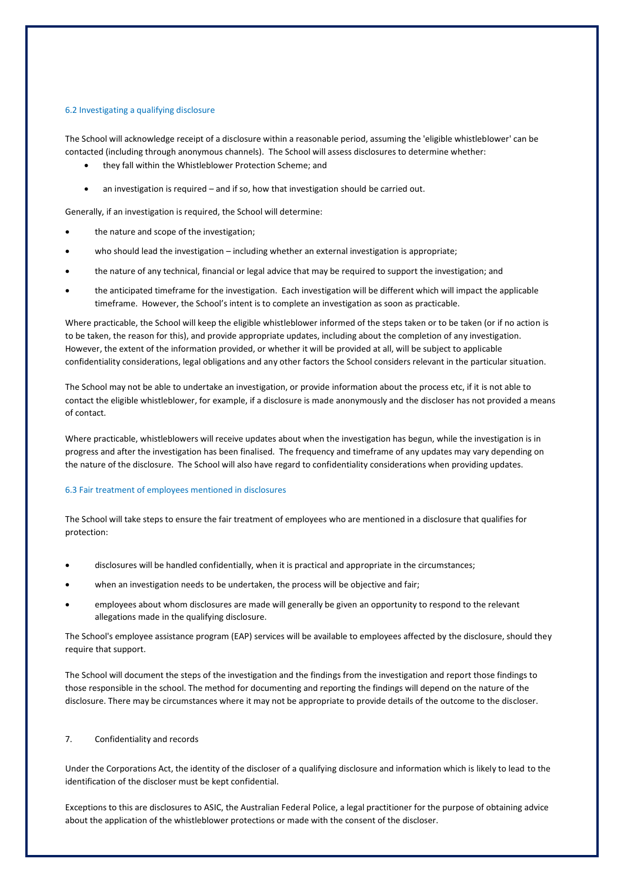### 6.2 Investigating a qualifying disclosure

The School will acknowledge receipt of a disclosure within a reasonable period, assuming the 'eligible whistleblower' can be contacted (including through anonymous channels). The School will assess disclosures to determine whether:

- they fall within the Whistleblower Protection Scheme; and
- an investigation is required – and if so, how that investigation should be carried out.

Generally, if an investigation is required, the School will determine:

- the nature and scope of the investigation;
- who should lead the investigation – including whether an external investigation is appropriate;
- the nature of any technical, financial or legal advice that may be required to support the investigation; and
- the anticipated timeframe for the investigation. Each investigation will be different which will impact the applicable timeframe. However, the School's intent is to complete an investigation as soon as practicable.

Where practicable, the School will keep the eligible whistleblower informed of the steps taken or to be taken (or if no action is to be taken, the reason for this), and provide appropriate updates, including about the completion of any investigation. However, the extent of the information provided, or whether it will be provided at all, will be subject to applicable confidentiality considerations, legal obligations and any other factors the School considers relevant in the particular situation.

The School may not be able to undertake an investigation, or provide information about the process etc, if it is not able to contact the eligible whistleblower, for example, if a disclosure is made anonymously and the discloser has not provided a means of contact.

Where practicable, whistleblowers will receive updates about when the investigation has begun, while the investigation is in progress and after the investigation has been finalised. The frequency and timeframe of any updates may vary depending on the nature of the disclosure. The School will also have regard to confidentiality considerations when providing updates.

### 6.3 Fair treatment of employees mentioned in disclosures

The School will take steps to ensure the fair treatment of employees who are mentioned in a disclosure that qualifies for protection:

- disclosures will be handled confidentially, when it is practical and appropriate in the circumstances;
- when an investigation needs to be undertaken, the process will be objective and fair;
- employees about whom disclosures are made will generally be given an opportunity to respond to the relevant allegations made in the qualifying disclosure.

The School's employee assistance program (EAP) services will be available to employees affected by the disclosure, should they require that support.

The School will document the steps of the investigation and the findings from the investigation and report those findings to those responsible in the school. The method for documenting and reporting the findings will depend on the nature of the disclosure. There may be circumstances where it may not be appropriate to provide details of the outcome to the discloser.

## 7. Confidentiality and records

Under the Corporations Act, the identity of the discloser of a qualifying disclosure and information which is likely to lead to the identification of the discloser must be kept confidential.

Exceptions to this are disclosures to ASIC, the Australian Federal Police, a legal practitioner for the purpose of obtaining advice about the application of the whistleblower protections or made with the consent of the discloser.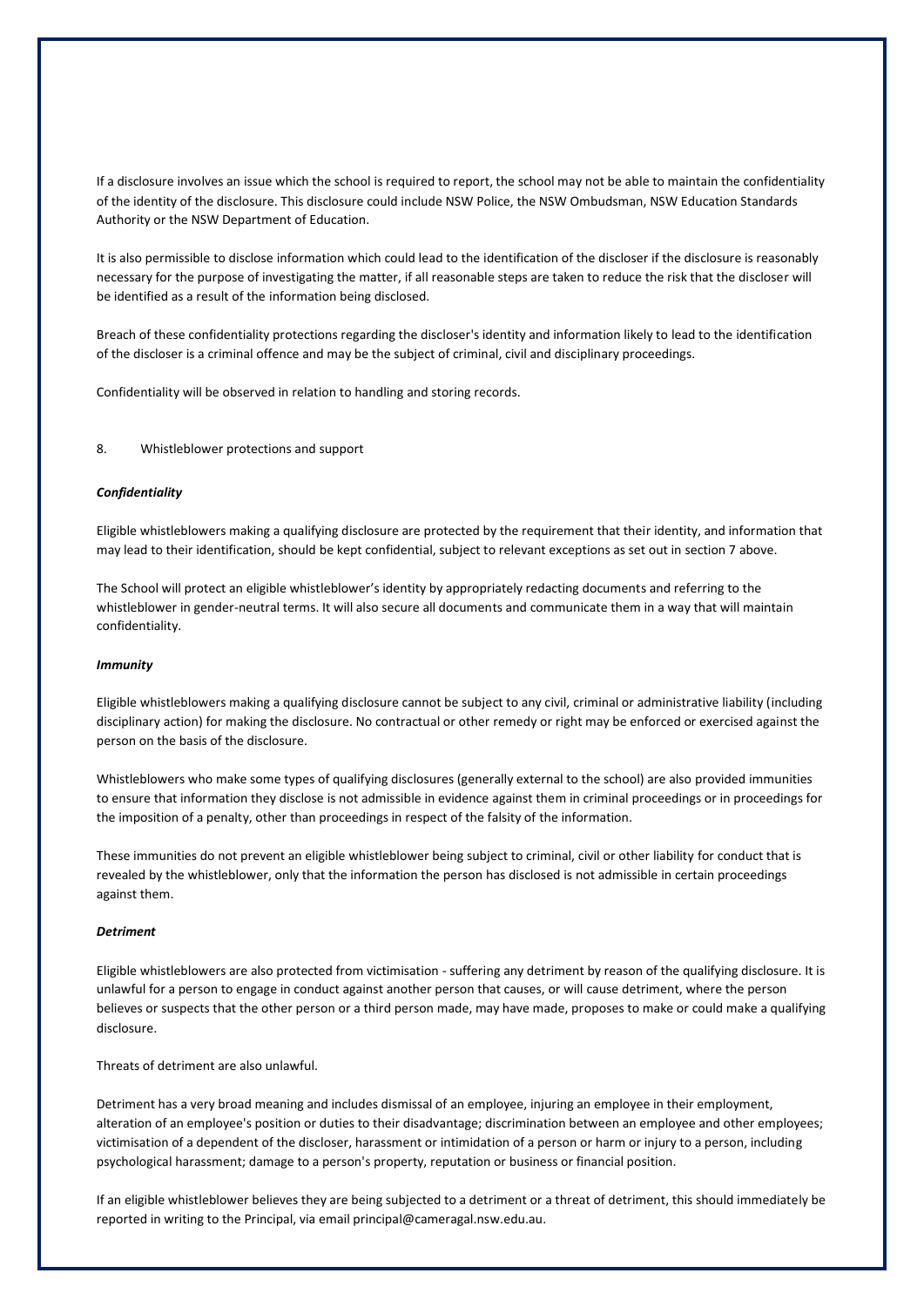If a disclosure involves an issue which the school is required to report, the school may not be able to maintain the confidentiality of the identity of the disclosure. This disclosure could include NSW Police, the NSW Ombudsman, NSW Education Standards Authority or the NSW Department of Education.

It is also permissible to disclose information which could lead to the identification of the discloser if the disclosure is reasonably necessary for the purpose of investigating the matter, if all reasonable steps are taken to reduce the risk that the discloser will be identified as a result of the information being disclosed.

Breach of these confidentiality protections regarding the discloser's identity and information likely to lead to the identification of the discloser is a criminal offence and may be the subject of criminal, civil and disciplinary proceedings.

Confidentiality will be observed in relation to handling and storing records.

## 8. Whistleblower protections and support

### *Confidentiality*

Eligible whistleblowers making a qualifying disclosure are protected by the requirement that their identity, and information that may lead to their identification, should be kept confidential, subject to relevant exceptions as set out in section 7 above.

The School will protect an eligible whistleblower's identity by appropriately redacting documents and referring to the whistleblower in gender-neutral terms. It will also secure all documents and communicate them in a way that will maintain confidentiality.

### *Immunity*

Eligible whistleblowers making a qualifying disclosure cannot be subject to any civil, criminal or administrative liability (including disciplinary action) for making the disclosure. No contractual or other remedy or right may be enforced or exercised against the person on the basis of the disclosure.

Whistleblowers who make some types of qualifying disclosures (generally external to the school) are also provided immunities to ensure that information they disclose is not admissible in evidence against them in criminal proceedings or in proceedings for the imposition of a penalty, other than proceedings in respect of the falsity of the information.

These immunities do not prevent an eligible whistleblower being subject to criminal, civil or other liability for conduct that is revealed by the whistleblower, only that the information the person has disclosed is not admissible in certain proceedings against them.

### *Detriment*

Eligible whistleblowers are also protected from victimisation - suffering any detriment by reason of the qualifying disclosure. It is unlawful for a person to engage in conduct against another person that causes, or will cause detriment, where the person believes or suspects that the other person or a third person made, may have made, proposes to make or could make a qualifying disclosure.

Threats of detriment are also unlawful.

Detriment has a very broad meaning and includes dismissal of an employee, injuring an employee in their employment, alteration of an employee's position or duties to their disadvantage; discrimination between an employee and other employees; victimisation of a dependent of the discloser, harassment or intimidation of a person or harm or injury to a person, including psychological harassment; damage to a person's property, reputation or business or financial position.

If an eligible whistleblower believes they are being subjected to a detriment or a threat of detriment, this should immediately be reported in writing to the Principal, via email principal@cameragal.nsw.edu.au.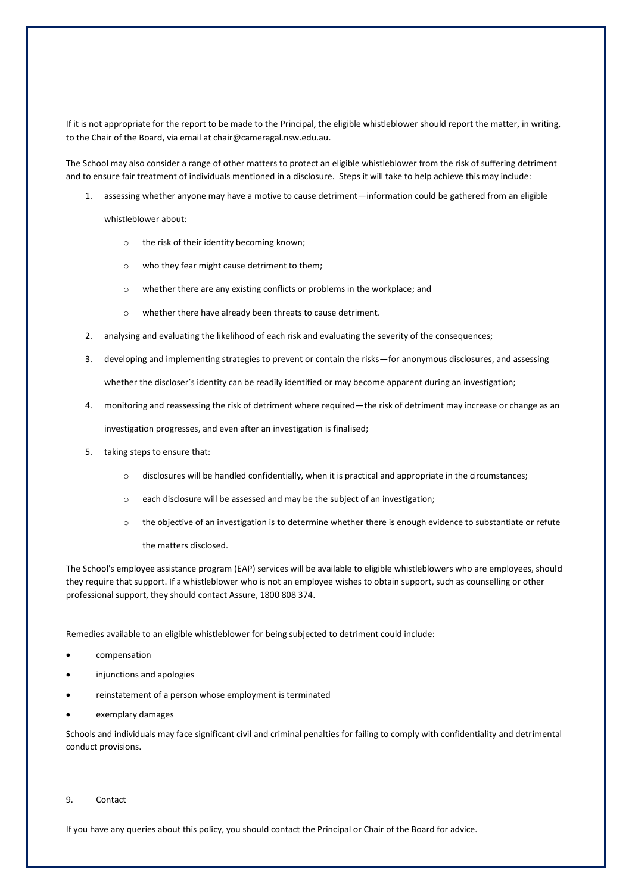If it is not appropriate for the report to be made to the Principal, the eligible whistleblower should report the matter, in writing, to the Chair of the Board, via email at chair@cameragal.nsw.edu.au.

The School may also consider a range of other matters to protect an eligible whistleblower from the risk of suffering detriment and to ensure fair treatment of individuals mentioned in a disclosure. Steps it will take to help achieve this may include:

1. assessing whether anyone may have a motive to cause detriment—information could be gathered from an eligible whistleblower about:
   - the risk of their identity becoming known;
   - who they fear might cause detriment to them;
   - whether there are any existing conflicts or problems in the workplace; and
   - whether there have already been threats to cause detriment.
2. analysing and evaluating the likelihood of each risk and evaluating the severity of the consequences;
3. developing and implementing strategies to prevent or contain the risks—for anonymous disclosures, and assessing whether the discloser's identity can be readily identified or may become apparent during an investigation;
4. monitoring and reassessing the risk of detriment where required—the risk of detriment may increase or change as an investigation progresses, and even after an investigation is finalised;
5. taking steps to ensure that:
   - disclosures will be handled confidentially, when it is practical and appropriate in the circumstances;
   - each disclosure will be assessed and may be the subject of an investigation;
   - the objective of an investigation is to determine whether there is enough evidence to substantiate or refute the matters disclosed.

The School's employee assistance program (EAP) services will be available to eligible whistleblowers who are employees, should they require that support. If a whistleblower who is not an employee wishes to obtain support, such as counselling or other professional support, they should contact Assure, 1800 808 374.

Remedies available to an eligible whistleblower for being subjected to detriment could include:

- compensation
- injunctions and apologies
- reinstatement of a person whose employment is terminated
- exemplary damages

Schools and individuals may face significant civil and criminal penalties for failing to comply with confidentiality and detrimental conduct provisions.

## 9. Contact

If you have any queries about this policy, you should contact the Principal or Chair of the Board for advice.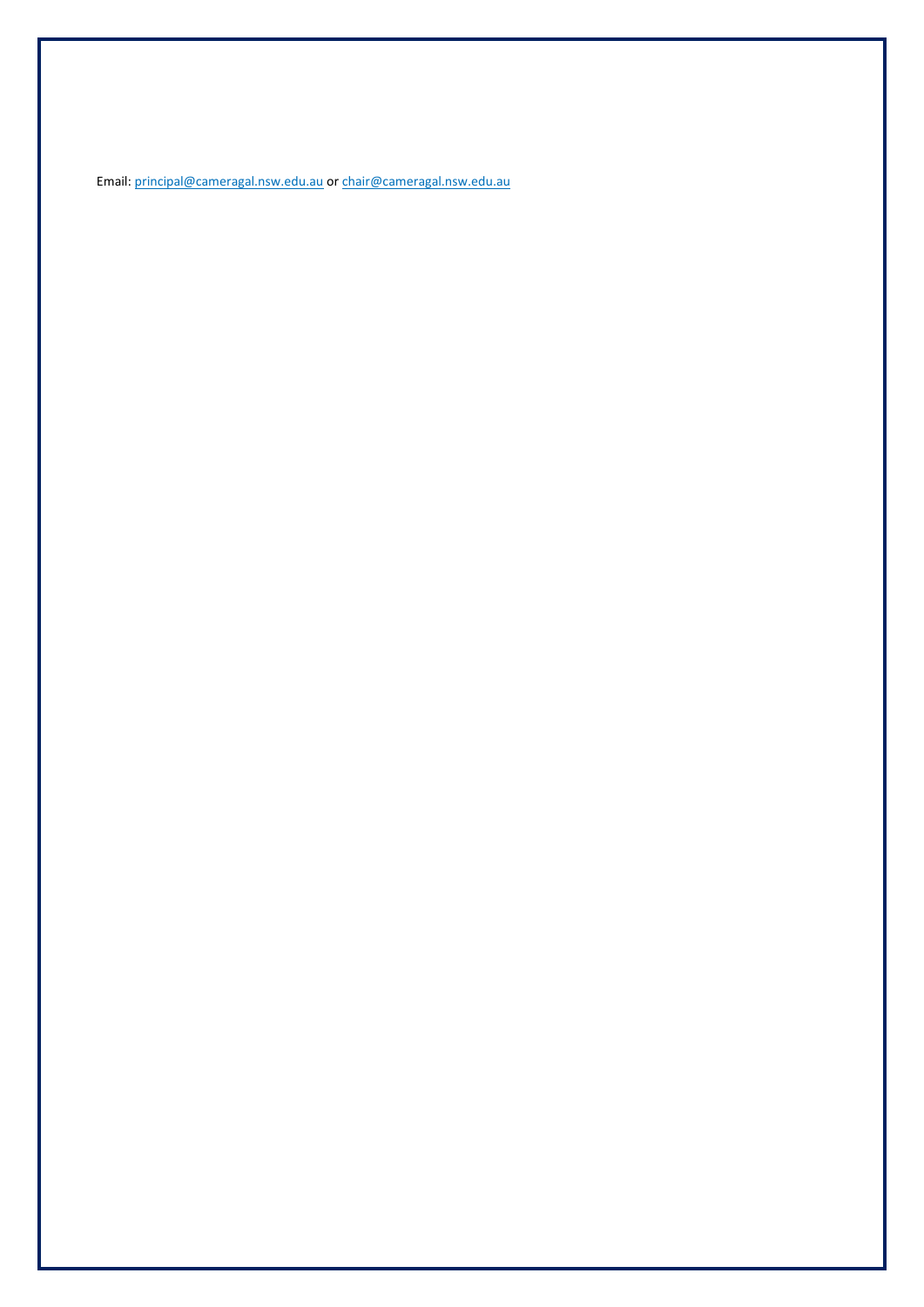Email: principal@cameragal.nsw.edu.au or chair@cameragal.nsw.edu.au